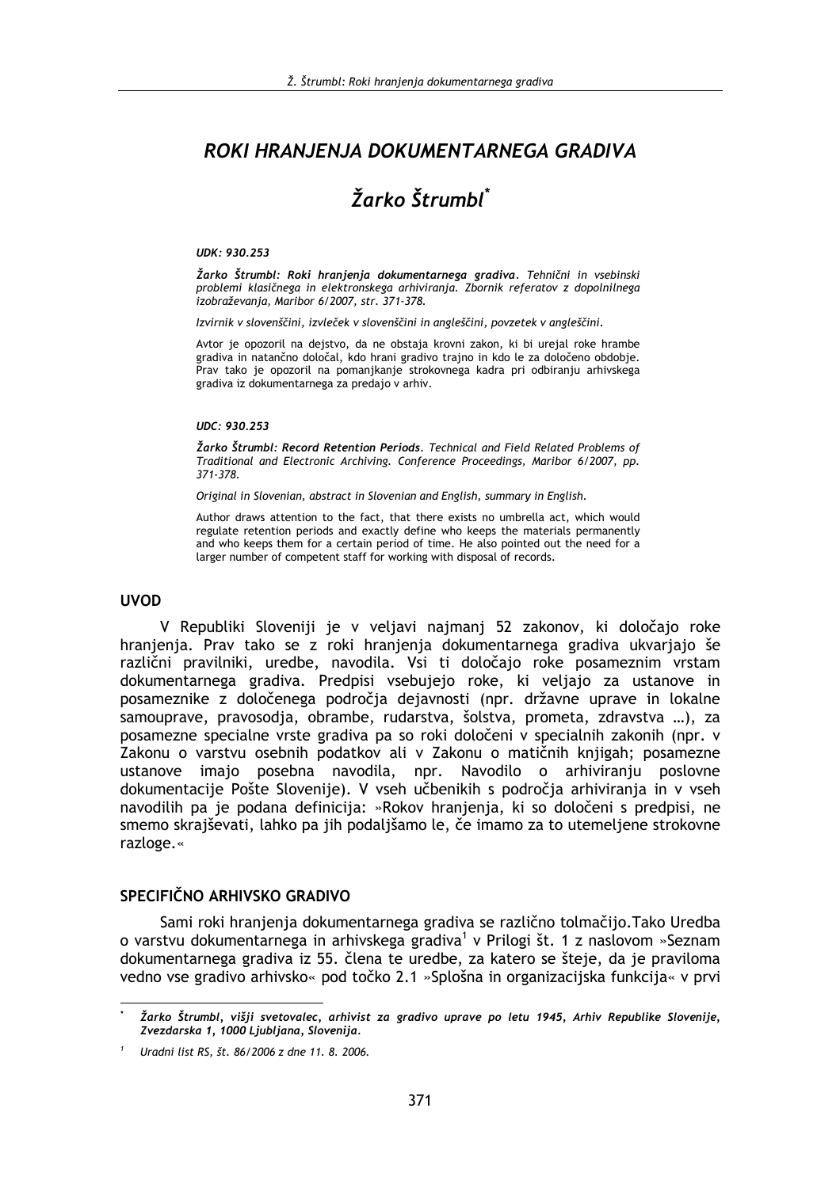# ROKI HRANJENJA DOKUMENTARNEGA GRADIVA

## Žarko Štrumbl*

*UDK: 930.253*

***Žarko Štrumbl: Roki hranjenja dokumentarnega gradiva**. Tehnični in vsebinski problemi klasičnega in elektronskega arhiviranja. Zbornik referatov z dopolnilnega izobraževanja, Maribor 6/2007, str. 371-378.*

*Izvirnik v slovenščini, izvleček v slovenščini in angleščini, povzetek v angleščini.*

Avtor je opozoril na dejstvo, da ne obstaja krovni zakon, ki bi urejal roke hrambe gradiva in natančno določal, kdo hrani gradivo trajno in kdo le za določeno obdobje. Prav tako je opozoril na pomanjkanje strokovnega kadra pri odbiranju arhivskega gradiva iz dokumentarnega za predajo v arhiv.

*UDC: 930.253*

***Žarko Štrumbl: Record Retention Periods**. Technical and Field Related Problems of Traditional and Electronic Archiving. Conference Proceedings, Maribor 6/2007, pp. 371-378.*

*Original in Slovenian, abstract in Slovenian and English, summary in English.*

Author draws attention to the fact, that there exists no umbrella act, which would regulate retention periods and exactly define who keeps the materials permanently and who keeps them for a certain period of time. He also pointed out the need for a larger number of competent staff for working with disposal of records.

## UVOD

V Republiki Sloveniji je v veljavi najmanj 52 zakonov, ki določajo roke hranjenja. Prav tako se z roki hranjenja dokumentarnega gradiva ukvarjajo še različni pravilniki, uredbe, navodila. Vsi ti določajo roke posameznim vrstam dokumentarnega gradiva. Predpisi vsebujejo roke, ki veljajo za ustanove in posameznike z določenega področja dejavnosti (npr. državne uprave in lokalne samouprave, pravosodja, obrambe, rudarstva, šolstva, prometa, zdravstva …), za posamezne specialne vrste gradiva pa so roki določeni v specialnih zakonih (npr. v Zakonu o varstvu osebnih podatkov ali v Zakonu o matičnih knjigah; posamezne ustanove imajo posebna navodila, npr. Navodilo o arhiviranju poslovne dokumentacije Pošte Slovenije). V vseh učbenikih s področja arhiviranja in v vseh navodilih pa je podana definicija: »Rokov hranjenja, ki so določeni s predpisi, ne smemo skrajševati, lahko pa jih podaljšamo le, če imamo za to utemeljene strokovne razloge.«

## SPECIFIČNO ARHIVSKO GRADIVO

Sami roki hranjenja dokumentarnega gradiva se različno tolmačijo.Tako Uredba o varstvu dokumentarnega in arhivskega gradiva[1] v Prilogi št. 1 z naslovom »Seznam dokumentarnega gradiva iz 55. člena te uredbe, za katero se šteje, da je praviloma vedno vse gradivo arhivsko« pod točko 2.1 »Splošna in organizacijska funkcija« v prvi

---

\* *Žarko Štrumbl, višji svetovalec, arhivist za gradivo uprave po letu 1945, Arhiv Republike Slovenije, Zvezdarska 1, 1000 Ljubljana, Slovenija.*

[1] *Uradni list RS, št. 86/2006 z dne 11. 8. 2006.*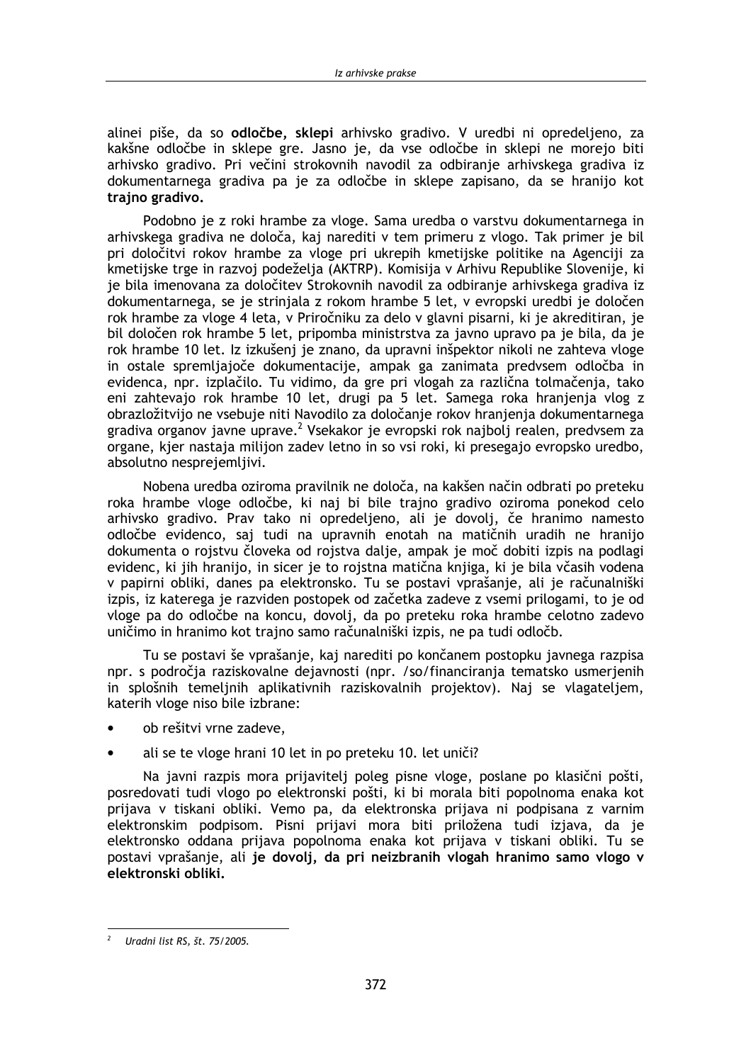alinei piše, da so **odločbe, sklepi** arhivsko gradivo. V uredbi ni opredeljeno, za kakšne odločbe in sklepe gre. Jasno je, da vse odločbe in sklepi ne morejo biti arhivsko gradivo. Pri večini strokovnih navodil za odbiranje arhivskega gradiva iz dokumentarnega gradiva pa je za odločbe in sklepe zapisano, da se hranijo kot **trajno gradivo.**

Podobno je z roki hrambe za vloge. Sama uredba o varstvu dokumentarnega in arhivskega gradiva ne določa, kaj narediti v tem primeru z vlogo. Tak primer je bil pri določitvi rokov hrambe za vloge pri ukrepih kmetijske politike na Agenciji za kmetijske trge in razvoj podeželja (AKTRP). Komisija v Arhivu Republike Slovenije, ki je bila imenovana za določitev Strokovnih navodil za odbiranje arhivskega gradiva iz dokumentarnega, se je strinjala z rokom hrambe 5 let, v evropski uredbi je določen rok hrambe za vloge 4 leta, v Priročniku za delo v glavni pisarni, ki je akreditiran, je bil določen rok hrambe 5 let, pripomba ministrstva za javno upravo pa je bila, da je rok hrambe 10 let. Iz izkušenj je znano, da upravni inšpektor nikoli ne zahteva vloge in ostale spremljajoče dokumentacije, ampak ga zanimata predvsem odločba in evidenca, npr. izplačilo. Tu vidimo, da gre pri vlogah za različna tolmačenja, tako eni zahtevajo rok hrambe 10 let, drugi pa 5 let. Samega roka hranjenja vlog z obrazložitvijo ne vsebuje niti Navodilo za določanje rokov hranjenja dokumentarnega gradiva organov javne uprave.[2] Vsekakor je evropski rok najbolj realen, predvsem za organe, kjer nastaja milijon zadev letno in so vsi roki, ki presegajo evropsko uredbo, absolutno nesprejemljivi.

Nobena uredba oziroma pravilnik ne določa, na kakšen način odbrati po preteku roka hrambe vloge odločbe, ki naj bi bile trajno gradivo oziroma ponekod celo arhivsko gradivo. Prav tako ni opredeljeno, ali je dovolj, če hranimo namesto odločbe evidenco, saj tudi na upravnih enotah na matičnih uradih ne hranijo dokumenta o rojstvu človeka od rojstva dalje, ampak je moč dobiti izpis na podlagi evidenc, ki jih hranijo, in sicer je to rojstna matična knjiga, ki je bila včasih vodena v papirni obliki, danes pa elektronsko. Tu se postavi vprašanje, ali je računalniški izpis, iz katerega je razviden postopek od začetka zadeve z vsemi prilogami, to je od vloge pa do odločbe na koncu, dovolj, da po preteku roka hrambe celotno zadevo uničimo in hranimo kot trajno samo računalniški izpis, ne pa tudi odločb.

Tu se postavi še vprašanje, kaj narediti po končanem postopku javnega razpisa npr. s področja raziskovalne dejavnosti (npr. /so/financiranja tematsko usmerjenih in splošnih temeljnih aplikativnih raziskovalnih projektov). Naj se vlagateljem, katerih vloge niso bile izbrane:

- ob rešitvi vrne zadeve,
- ali se te vloge hrani 10 let in po preteku 10. let uniči?

Na javni razpis mora prijavitelj poleg pisne vloge, poslane po klasični pošti, posredovati tudi vlogo po elektronski pošti, ki bi morala biti popolnoma enaka kot prijava v tiskani obliki. Vemo pa, da elektronska prijava ni podpisana z varnim elektronskim podpisom. Pisni prijavi mora biti priložena tudi izjava, da je elektronsko oddana prijava popolnoma enaka kot prijava v tiskani obliki. Tu se postavi vprašanje, ali **je dovolj, da pri neizbranih vlogah hranimo samo vlogo v elektronski obliki.**

---

[2] *Uradni list RS, št. 75/2005.*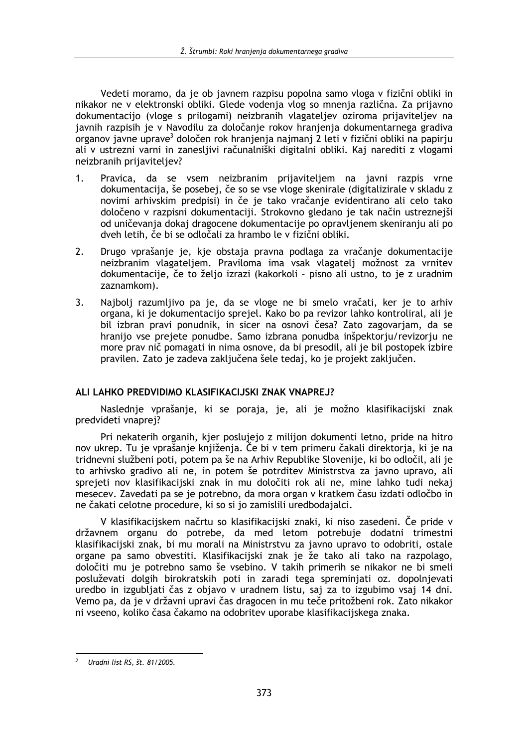Vedeti moramo, da je ob javnem razpisu popolna samo vloga v fizični obliki in nikakor ne v elektronski obliki. Glede vodenja vlog so mnenja različna. Za prijavno dokumentacijo (vloge s prilogami) neizbranih vlagateljev oziroma prijaviteljev na javnih razpisih je v Navodilu za določanje rokov hranjenja dokumentarnega gradiva organov javne uprave[3] določen rok hranjenja najmanj 2 leti v fizični obliki na papirju ali v ustrezni varni in zanesljivi računalniški digitalni obliki. Kaj narediti z vlogami neizbranih prijaviteljev?

1. Pravica, da se vsem neizbranim prijaviteljem na javni razpis vrne dokumentacija, še posebej, če so se vse vloge skenirale (digitalizirale v skladu z novimi arhivskim predpisi) in če je tako vračanje evidentirano ali celo tako določeno v razpisni dokumentaciji. Strokovno gledano je tak način ustreznejši od uničevanja dokaj dragocene dokumentacije po opravljenem skeniranju ali po dveh letih, če bi se odločali za hrambo le v fizični obliki.
2. Drugo vprašanje je, kje obstaja pravna podlaga za vračanje dokumentacije neizbranim vlagateljem. Praviloma ima vsak vlagatelj možnost za vrnitev dokumentacije, če to željo izrazi (kakorkoli – pisno ali ustno, to je z uradnim zaznamkom).
3. Najbolj razumljivo pa je, da se vloge ne bi smelo vračati, ker je to arhiv organa, ki je dokumentacijo sprejel. Kako bo pa revizor lahko kontroliral, ali je bil izbran pravi ponudnik, in sicer na osnovi česa? Zato zagovarjam, da se hranijo vse prejete ponudbe. Samo izbrana ponudba inšpektorju/revizorju ne more prav nič pomagati in nima osnove, da bi presodil, ali je bil postopek izbire pravilen. Zato je zadeva zaključena šele tedaj, ko je projekt zaključen.

## ALI LAHKO PREDVIDIMO KLASIFIKACIJSKI ZNAK VNAPREJ?

Naslednje vprašanje, ki se poraja, je, ali je možno klasifikacijski znak predvideti vnaprej?

Pri nekaterih organih, kjer poslujejo z milijon dokumenti letno, pride na hitro nov ukrep. Tu je vprašanje knjiženja. Če bi v tem primeru čakali direktorja, ki je na tridnevni službeni poti, potem pa še na Arhiv Republike Slovenije, ki bo odločil, ali je to arhivsko gradivo ali ne, in potem še potrditev Ministrstva za javno upravo, ali sprejeti nov klasifikacijski znak in mu določiti rok ali ne, mine lahko tudi nekaj mesecev. Zavedati pa se je potrebno, da mora organ v kratkem času izdati odločbo in ne čakati celotne procedure, ki so si jo zamislili uredbodajalci.

V klasifikacijskem načrtu so klasifikacijski znaki, ki niso zasedeni. Če pride v državnem organu do potrebe, da med letom potrebuje dodatni trimestni klasifikacijski znak, bi mu morali na Ministrstvu za javno upravo to odobriti, ostale organe pa samo obvestiti. Klasifikacijski znak je že tako ali tako na razpolago, določiti mu je potrebno samo še vsebino. V takih primerih se nikakor ne bi smeli posluževati dolgih birokratskih poti in zaradi tega spreminjati oz. dopolnjevati uredbo in izgubljati čas z objavo v uradnem listu, saj za to izgubimo vsaj 14 dni. Vemo pa, da je v državni upravi čas dragocen in mu teče pritožbeni rok. Zato nikakor ni vseeno, koliko časa čakamo na odobritev uporabe klasifikacijskega znaka.

---

[3] *Uradni list RS, št. 81/2005.*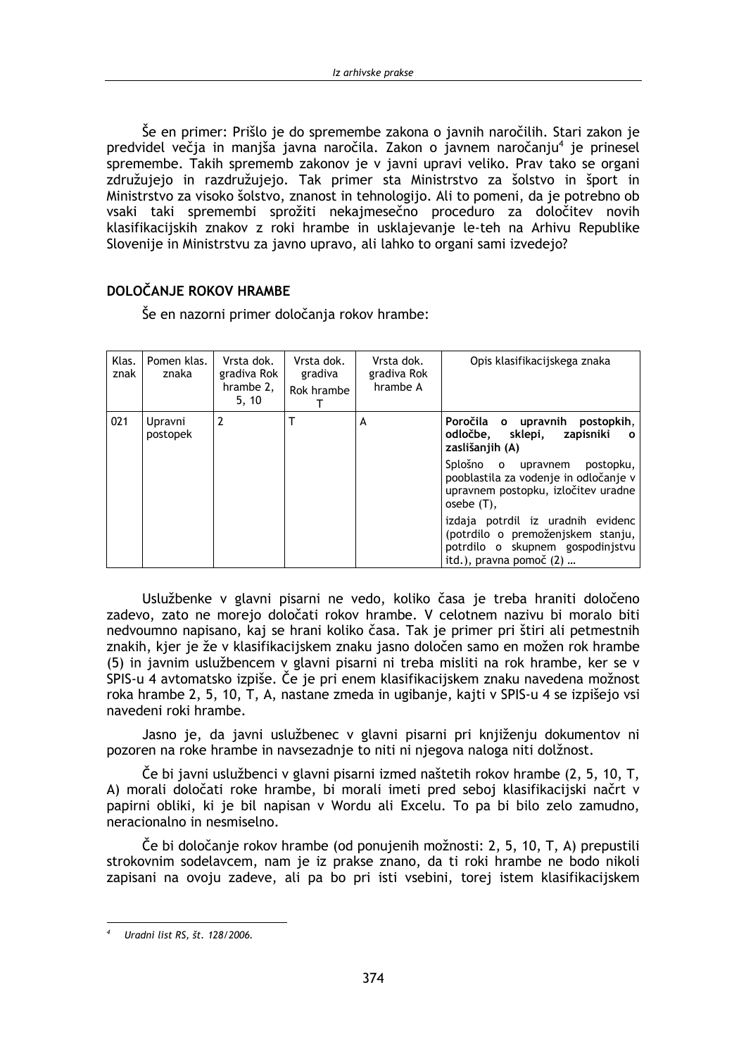Še en primer: Prišlo je do spremembe zakona o javnih naročilih. Stari zakon je predvidel večja in manjša javna naročila. Zakon o javnem naročanju[4] je prinesel spremembe. Takih sprememb zakonov je v javni upravi veliko. Prav tako se organi združujejo in razdružujejo. Tak primer sta Ministrstvo za šolstvo in šport in Ministrstvo za visoko šolstvo, znanost in tehnologijo. Ali to pomeni, da je potrebno ob vsaki taki spremembi sprožiti nekajmesečno proceduro za določitev novih klasifikacijskih znakov z roki hrambe in usklajevanje le-teh na Arhivu Republike Slovenije in Ministrstvu za javno upravo, ali lahko to organi sami izvedejo?

## DOLOČANJE ROKOV HRAMBE

Še en nazorni primer določanja rokov hrambe:

| Klas. znak | Pomen klas. znaka | Vrsta dok. gradiva Rok hrambe 2, 5, 10 | Vrsta dok. gradiva Rok hrambe T | Vrsta dok. gradiva Rok hrambe A | Opis klasifikacijskega znaka |
|---|---|---|---|---|---|
| 021 | Upravni postopek | 2 | T | A | **Poročila o upravnih postopkih, odločbe, sklepi, zapisniki o zaslišanjih (A)**<br>Splošno o upravnem postopku, pooblastila za vodenje in odločanje v upravnem postopku, izločitev uradne osebe (T),<br>izdaja potrdil iz uradnih evidenc (potrdilo o premoženjskem stanju, potrdilo o skupnem gospodinjstvu itd.), pravna pomoč (2) … |

Uslužbenke v glavni pisarni ne vedo, koliko časa je treba hraniti določeno zadevo, zato ne morejo določati rokov hrambe. V celotnem nazivu bi moralo biti nedvoumno napisano, kaj se hrani koliko časa. Tak je primer pri štiri ali petmestnih znakih, kjer je že v klasifikacijskem znaku jasno določen samo en možen rok hrambe (5) in javnim uslužbencem v glavni pisarni ni treba misliti na rok hrambe, ker se v SPIS-u 4 avtomatsko izpiše. Če je pri enem klasifikacijskem znaku navedena možnost roka hrambe 2, 5, 10, T, A, nastane zmeda in ugibanje, kajti v SPIS-u 4 se izpišejo vsi navedeni roki hrambe.

Jasno je, da javni uslužbenec v glavni pisarni pri knjiženju dokumentov ni pozoren na roke hrambe in navsezadnje to niti ni njegova naloga niti dolžnost.

Če bi javni uslužbenci v glavni pisarni izmed naštetih rokov hrambe (2, 5, 10, T, A) morali določati roke hrambe, bi morali imeti pred seboj klasifikacijski načrt v papirni obliki, ki je bil napisan v Wordu ali Excelu. To pa bi bilo zelo zamudno, neracionalno in nesmiselno.

Če bi določanje rokov hrambe (od ponujenih možnosti: 2, 5, 10, T, A) prepustili strokovnim sodelavcem, nam je iz prakse znano, da ti roki hrambe ne bodo nikoli zapisani na ovoju zadeve, ali pa bo pri isti vsebini, torej istem klasifikacijskem

---

[4] *Uradni list RS, št. 128/2006.*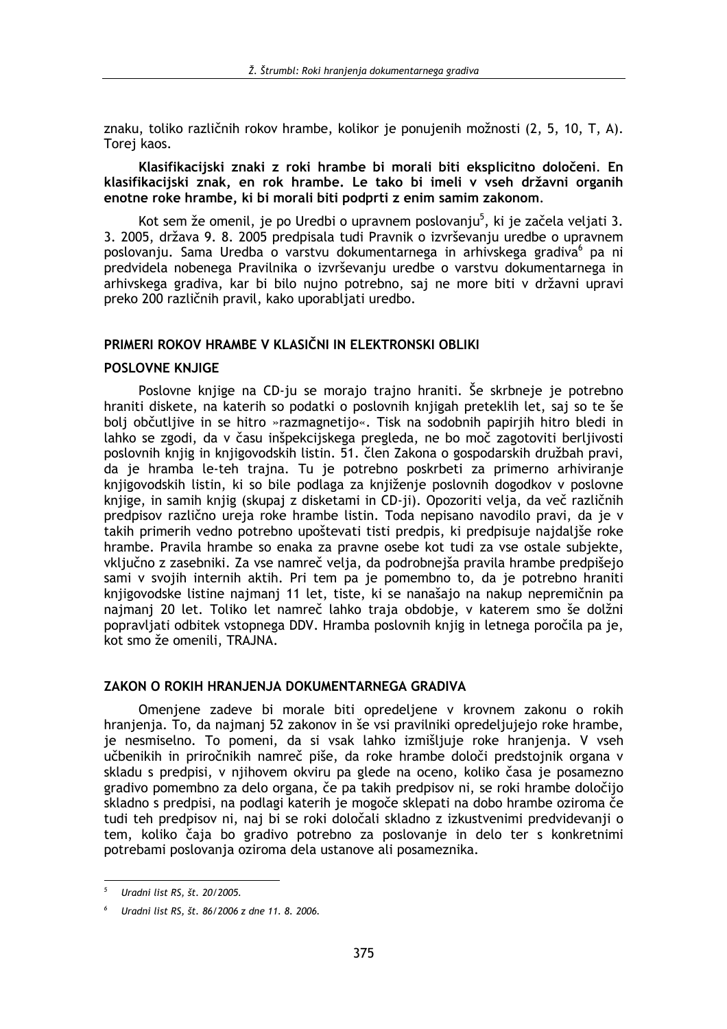znaku, toliko različnih rokov hrambe, kolikor je ponujenih možnosti (2, 5, 10, T, A). Torej kaos.

**Klasifikacijski znaki z roki hrambe bi morali biti eksplicitno določeni. En klasifikacijski znak, en rok hrambe. Le tako bi imeli v vseh državni organih enotne roke hrambe, ki bi morali biti podprti z enim samim zakonom.**

Kot sem že omenil, je po Uredbi o upravnem poslovanju[5], ki je začela veljati 3. 3. 2005, država 9. 8. 2005 predpisala tudi Pravnik o izvrševanju uredbe o upravnem poslovanju. Sama Uredba o varstvu dokumentarnega in arhivskega gradiva[6] pa ni predvidela nobenega Pravilnika o izvrševanju uredbe o varstvu dokumentarnega in arhivskega gradiva, kar bi bilo nujno potrebno, saj ne more biti v državni upravi preko 200 različnih pravil, kako uporabljati uredbo.

## PRIMERI ROKOV HRAMBE V KLASIČNI IN ELEKTRONSKI OBLIKI

### POSLOVNE KNJIGE

Poslovne knjige na CD-ju se morajo trajno hraniti. Še skrbneje je potrebno hraniti diskete, na katerih so podatki o poslovnih knjigah preteklih let, saj so te še bolj občutljive in se hitro »razmagnetijo«. Tisk na sodobnih papirjih hitro bledi in lahko se zgodi, da v času inšpekcijskega pregleda, ne bo moč zagotoviti berljivosti poslovnih knjig in knjigovodskih listin. 51. člen Zakona o gospodarskih družbah pravi, da je hramba le-teh trajna. Tu je potrebno poskrbeti za primerno arhiviranje knjigovodskih listin, ki so bile podlaga za knjiženje poslovnih dogodkov v poslovne knjige, in samih knjig (skupaj z disketami in CD-ji). Opozoriti velja, da več različnih predpisov različno ureja roke hrambe listin. Toda nepisano navodilo pravi, da je v takih primerih vedno potrebno upoštevati tisti predpis, ki predpisuje najdaljše roke hrambe. Pravila hrambe so enaka za pravne osebe kot tudi za vse ostale subjekte, vključno z zasebniki. Za vse namreč velja, da podrobnejša pravila hrambe predpišejo sami v svojih internih aktih. Pri tem pa je pomembno to, da je potrebno hraniti knjigovodske listine najmanj 11 let, tiste, ki se nanašajo na nakup nepremičnin pa najmanj 20 let. Toliko let namreč lahko traja obdobje, v katerem smo še dolžni popravljati odbitek vstopnega DDV. Hramba poslovnih knjig in letnega poročila pa je, kot smo že omenili, TRAJNA.

## ZAKON O ROKIH HRANJENJA DOKUMENTARNEGA GRADIVA

Omenjene zadeve bi morale biti opredeljene v krovnem zakonu o rokih hranjenja. To, da najmanj 52 zakonov in še vsi pravilniki opredeljujejo roke hrambe, je nesmiselno. To pomeni, da si vsak lahko izmišljuje roke hranjenja. V vseh učbenikih in priročnikih namreč piše, da roke hrambe določi predstojnik organa v skladu s predpisi, v njihovem okviru pa glede na oceno, koliko časa je posamezno gradivo pomembno za delo organa, če pa takih predpisov ni, se roki hrambe določijo skladno s predpisi, na podlagi katerih je mogoče sklepati na dobo hrambe oziroma če tudi teh predpisov ni, naj bi se roki določali skladno z izkustvenimi predvidevanji o tem, koliko čaja bo gradivo potrebno za poslovanje in delo ter s konkretnimi potrebami poslovanja oziroma dela ustanove ali posameznika.

---

[5] *Uradni list RS, št. 20/2005.*

[6] *Uradni list RS, št. 86/2006 z dne 11. 8. 2006.*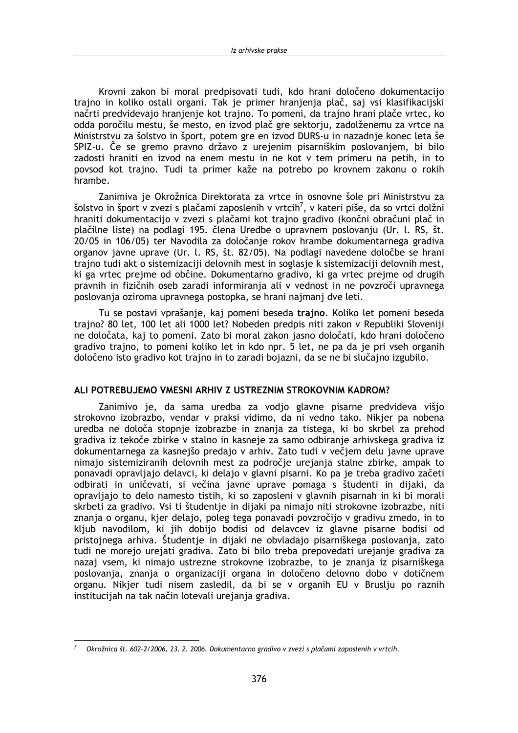Krovni zakon bi moral predpisovati tudi, kdo hrani določeno dokumentacijo trajno in koliko ostali organi. Tak je primer hranjenja plač, saj vsi klasifikacijski načrti predvidevajo hranjenje kot trajno. To pomeni, da trajno hrani plače vrtec, ko odda poročilu mestu, še mesto, en izvod plač gre sektorju, zadolženemu za vrtce na Ministrstvu za šolstvo in šport, potem gre en izvod DURS-u in nazadnje konec leta še SPIZ-u. Če se gremo pravno državo z urejenim pisarniškim poslovanjem, bi bilo zadosti hraniti en izvod na enem mestu in ne kot v tem primeru na petih, in to povsod kot trajno. Tudi ta primer kaže na potrebo po krovnem zakonu o rokih hrambe.

Zanimiva je Okrožnica Direktorata za vrtce in osnovne šole pri Ministrstvu za šolstvo in šport v zvezi s plačami zaposlenih v vrtcih[7], v kateri piše, da so vrtci dolžni hraniti dokumentacijo v zvezi s plačami kot trajno gradivo (končni obračuni plač in plačilne liste) na podlagi 195. člena Uredbe o upravnem poslovanju (Ur. l. RS, št. 20/05 in 106/05) ter Navodila za določanje rokov hrambe dokumentarnega gradiva organov javne uprave (Ur. l. RS, št. 82/05). Na podlagi navedene določbe se hrani trajno tudi akt o sistemizaciji delovnih mest in soglasje k sistemizaciji delovnih mest, ki ga vrtec prejme od občine. Dokumentarno gradivo, ki ga vrtec prejme od drugih pravnih in fizičnih oseb zaradi informiranja ali v vednost in ne povzroči upravnega poslovanja oziroma upravnega postopka, se hrani najmanj dve leti.

Tu se postavi vprašanje, kaj pomeni beseda **trajno**. Koliko let pomeni beseda trajno? 80 let, 100 let ali 1000 let? Nobeden predpis niti zakon v Republiki Sloveniji ne določata, kaj to pomeni. Zato bi moral zakon jasno določati, kdo hrani določeno gradivo trajno, to pomeni koliko let in kdo npr. 5 let, ne pa da je pri vseh organih določeno isto gradivo kot trajno in to zaradi bojazni, da se ne bi slučajno izgubilo.

## ALI POTREBUJEMO VMESNI ARHIV Z USTREZNIM STROKOVNIM KADROM?

Zanimivo je, da sama uredba za vodjo glavne pisarne predvideva višjo strokovno izobrazbo, vendar v praksi vidimo, da ni vedno tako. Nikjer pa nobena uredba ne določa stopnje izobrazbe in znanja za tistega, ki bo skrbel za prehod gradiva iz tekoče zbirke v stalno in kasneje za samo odbiranje arhivskega gradiva iz dokumentarnega za kasnejšo predajo v arhiv. Zato tudi v večjem delu javne uprave nimajo sistemiziranih delovnih mest za področje urejanja stalne zbirke, ampak to ponavadi opravljajo delavci, ki delajo v glavni pisarni. Ko pa je treba gradivo začeti odbirati in uničevati, si večina javne uprave pomaga s študenti in dijaki, da opravljajo to delo namesto tistih, ki so zaposleni v glavnih pisarnah in ki bi morali skrbeti za gradivo. Vsi ti študentje in dijaki pa nimajo niti strokovne izobrazbe, niti znanja o organu, kjer delajo, poleg tega ponavadi povzročijo v gradivu zmedo, in to kljub navodilom, ki jih dobijo bodisi od delavcev iz glavne pisarne bodisi od pristojnega arhiva. Študentje in dijaki ne obvladajo pisarniškega poslovanja, zato tudi ne morejo urejati gradiva. Zato bi bilo treba prepovedati urejanje gradiva za nazaj vsem, ki nimajo ustrezne strokovne izobrazbe, to je znanja iz pisarniškega poslovanja, znanja o organizaciji organa in določeno delovno dobo v dotičnem organu. Nikjer tudi nisem zasledil, da bi se v organih EU v Bruslju po raznih institucijah na tak način lotevali urejanja gradiva.

---

[7] *Okrožnica št. 602-2/2006, 23. 2. 2006. Dokumentarno gradivo v zvezi s plačami zaposlenih v vrtcih.*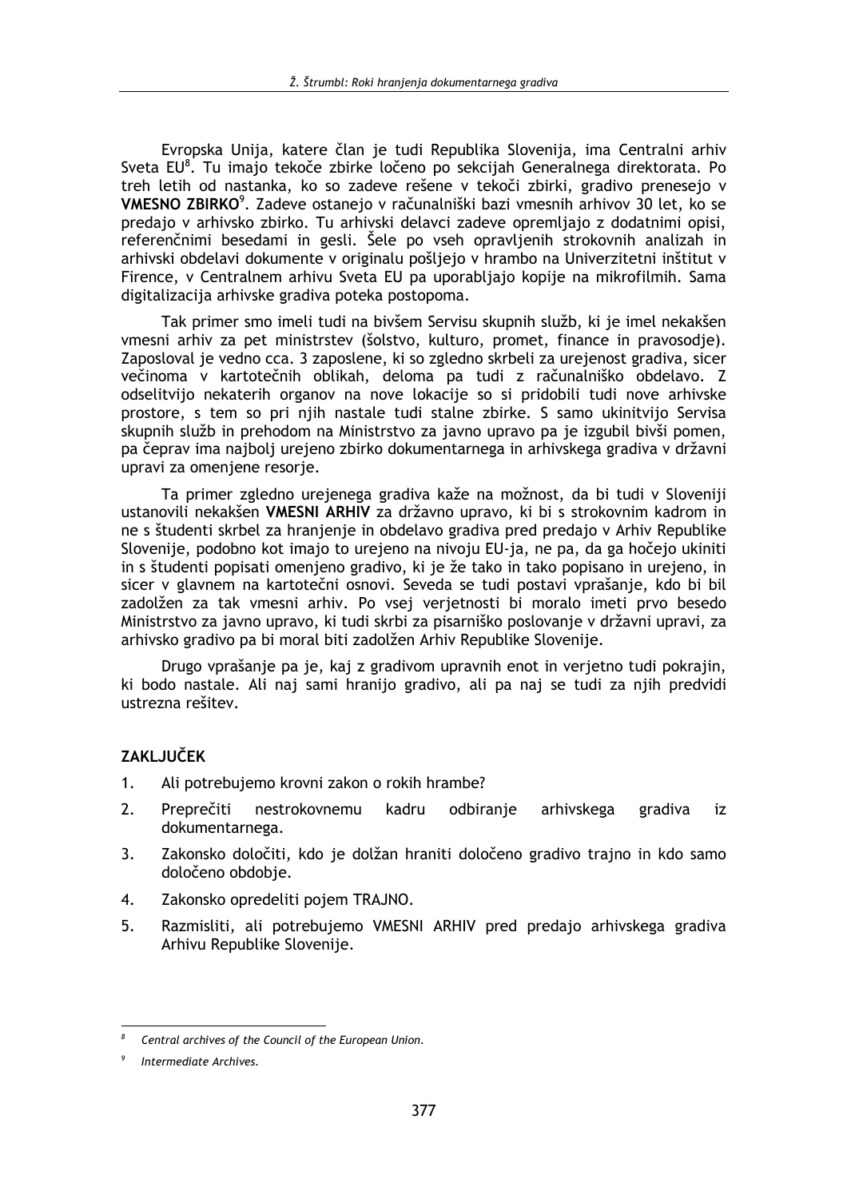Evropska Unija, katere član je tudi Republika Slovenija, ima Centralni arhiv Sveta EU[8]. Tu imajo tekoče zbirke ločeno po sekcijah Generalnega direktorata. Po treh letih od nastanka, ko so zadeve rešene v tekoči zbirki, gradivo prenesejo v **VMESNO ZBIRKO**[9]. Zadeve ostanejo v računalniški bazi vmesnih arhivov 30 let, ko se predajo v arhivsko zbirko. Tu arhivski delavci zadeve opremljajo z dodatnimi opisi, referenčnimi besedami in gesli. Šele po vseh opravljenih strokovnih analizah in arhivski obdelavi dokumente v originalu pošljejo v hrambo na Univerzitetni inštitut v Firence, v Centralnem arhivu Sveta EU pa uporabljajo kopije na mikrofilmih. Sama digitalizacija arhivske gradiva poteka postopoma.

Tak primer smo imeli tudi na bivšem Servisu skupnih služb, ki je imel nekakšen vmesni arhiv za pet ministrstev (šolstvo, kulturo, promet, finance in pravosodje). Zaposloval je vedno cca. 3 zaposlene, ki so zgledno skrbeli za urejenost gradiva, sicer večinoma v kartotečnih oblikah, deloma pa tudi z računalniško obdelavo. Z odselitvijo nekaterih organov na nove lokacije so si pridobili tudi nove arhivske prostore, s tem so pri njih nastale tudi stalne zbirke. S samo ukinitvijo Servisa skupnih služb in prehodom na Ministrstvo za javno upravo pa je izgubil bivši pomen, pa čeprav ima najbolj urejeno zbirko dokumentarnega in arhivskega gradiva v državni upravi za omenjene resorje.

Ta primer zgledno urejenega gradiva kaže na možnost, da bi tudi v Sloveniji ustanovili nekakšen **VMESNI ARHIV** za državno upravo, ki bi s strokovnim kadrom in ne s študenti skrbel za hranjenje in obdelavo gradiva pred predajo v Arhiv Republike Slovenije, podobno kot imajo to urejeno na nivoju EU-ja, ne pa, da ga hočejo ukiniti in s študenti popisati omenjeno gradivo, ki je že tako in tako popisano in urejeno, in sicer v glavnem na kartotečni osnovi. Seveda se tudi postavi vprašanje, kdo bi bil zadolžen za tak vmesni arhiv. Po vsej verjetnosti bi moralo imeti prvo besedo Ministrstvo za javno upravo, ki tudi skrbi za pisarniško poslovanje v državni upravi, za arhivsko gradivo pa bi moral biti zadolžen Arhiv Republike Slovenije.

Drugo vprašanje pa je, kaj z gradivom upravnih enot in verjetno tudi pokrajin, ki bodo nastale. Ali naj sami hranijo gradivo, ali pa naj se tudi za njih predvidi ustrezna rešitev.

## ZAKLJUČEK

1. Ali potrebujemo krovni zakon o rokih hrambe?
2. Preprečiti nestrokovnemu kadru odbiranje arhivskega gradiva iz dokumentarnega.
3. Zakonsko določiti, kdo je dolžan hraniti določeno gradivo trajno in kdo samo določeno obdobje.
4. Zakonsko opredeliti pojem TRAJNO.
5. Razmisliti, ali potrebujemo VMESNI ARHIV pred predajo arhivskega gradiva Arhivu Republike Slovenije.

---

[8] *Central archives of the Council of the European Union.*

[9] *Intermediate Archives.*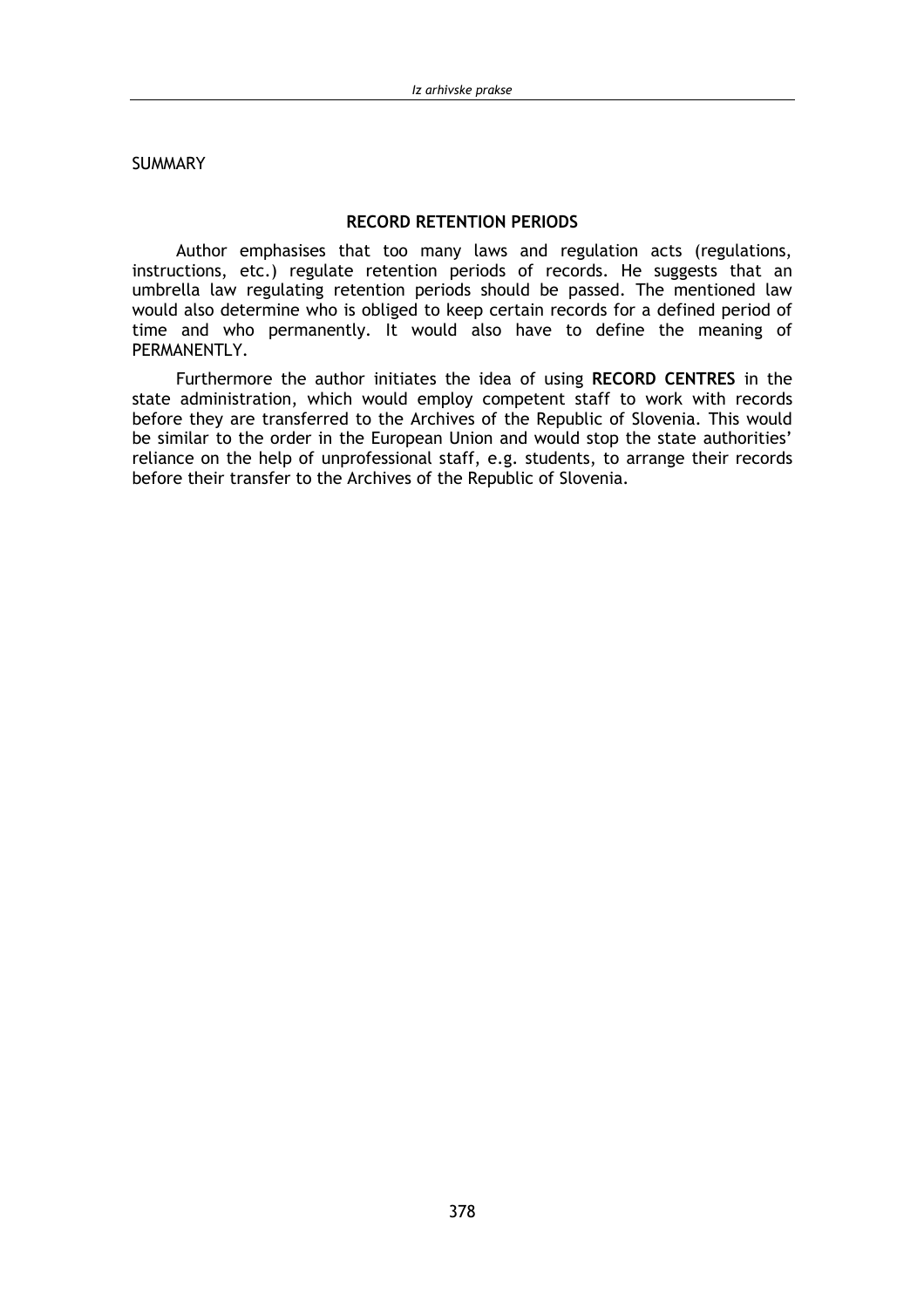SUMMARY

## RECORD RETENTION PERIODS

Author emphasises that too many laws and regulation acts (regulations, instructions, etc.) regulate retention periods of records. He suggests that an umbrella law regulating retention periods should be passed. The mentioned law would also determine who is obliged to keep certain records for a defined period of time and who permanently. It would also have to define the meaning of PERMANENTLY.

Furthermore the author initiates the idea of using **RECORD CENTRES** in the state administration, which would employ competent staff to work with records before they are transferred to the Archives of the Republic of Slovenia. This would be similar to the order in the European Union and would stop the state authorities' reliance on the help of unprofessional staff, e.g. students, to arrange their records before their transfer to the Archives of the Republic of Slovenia.